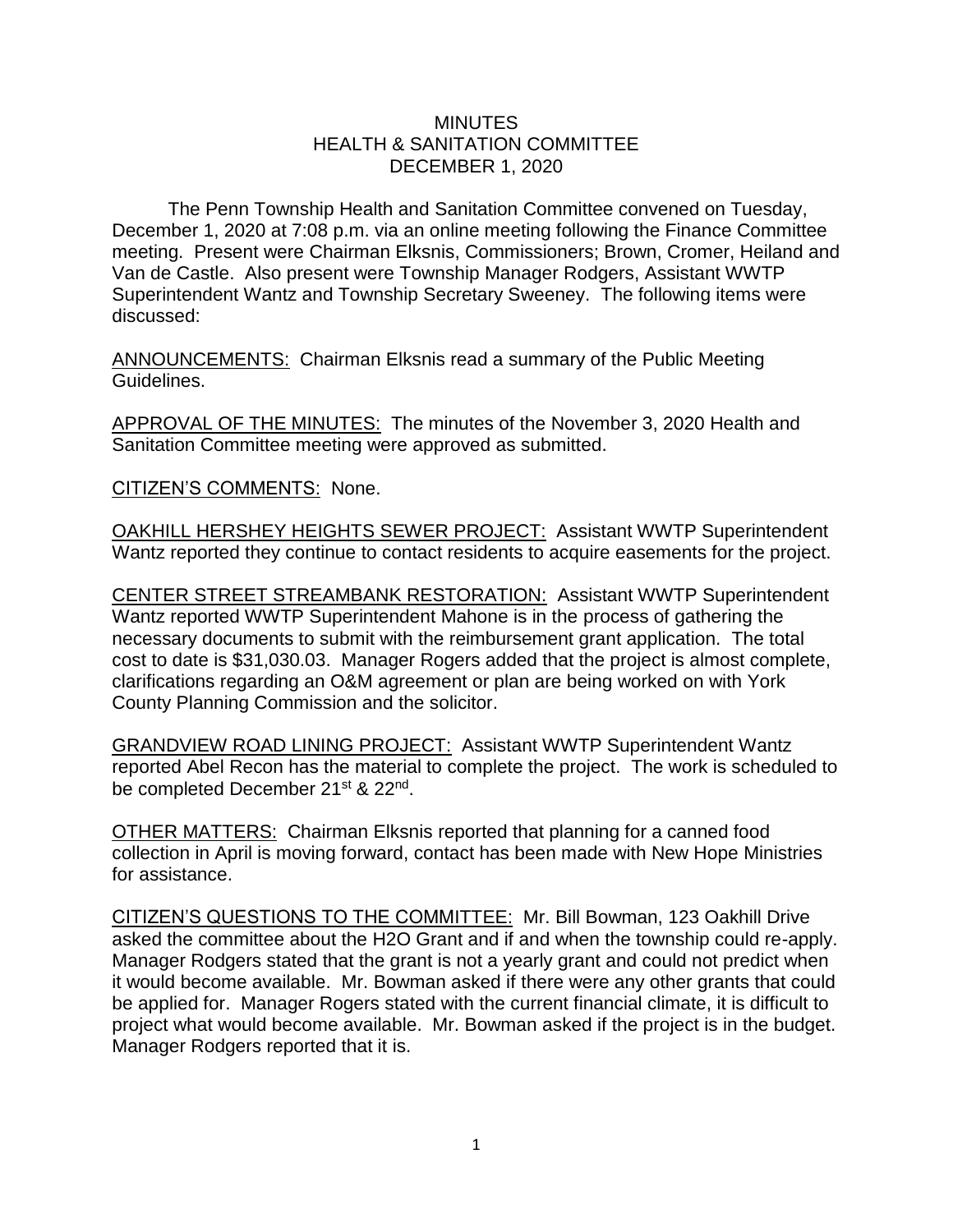# MINUTES
## HEALTH & SANITATION COMMITTEE
## DECEMBER 1, 2020

The Penn Township Health and Sanitation Committee convened on Tuesday, December 1, 2020 at 7:08 p.m. via an online meeting following the Finance Committee meeting. Present were Chairman Elksnis, Commissioners; Brown, Cromer, Heiland and Van de Castle. Also present were Township Manager Rodgers, Assistant WWTP Superintendent Wantz and Township Secretary Sweeney. The following items were discussed:

ANNOUNCEMENTS: Chairman Elksnis read a summary of the Public Meeting Guidelines.

APPROVAL OF THE MINUTES: The minutes of the November 3, 2020 Health and Sanitation Committee meeting were approved as submitted.

CITIZEN'S COMMENTS: None.

OAKHILL HERSHEY HEIGHTS SEWER PROJECT: Assistant WWTP Superintendent Wantz reported they continue to contact residents to acquire easements for the project.

CENTER STREET STREAMBANK RESTORATION: Assistant WWTP Superintendent Wantz reported WWTP Superintendent Mahone is in the process of gathering the necessary documents to submit with the reimbursement grant application. The total cost to date is $31,030.03. Manager Rogers added that the project is almost complete, clarifications regarding an O&M agreement or plan are being worked on with York County Planning Commission and the solicitor.

GRANDVIEW ROAD LINING PROJECT: Assistant WWTP Superintendent Wantz reported Abel Recon has the material to complete the project. The work is scheduled to be completed December 21st & 22nd.

OTHER MATTERS: Chairman Elksnis reported that planning for a canned food collection in April is moving forward, contact has been made with New Hope Ministries for assistance.

CITIZEN'S QUESTIONS TO THE COMMITTEE: Mr. Bill Bowman, 123 Oakhill Drive asked the committee about the H2O Grant and if and when the township could re-apply. Manager Rodgers stated that the grant is not a yearly grant and could not predict when it would become available. Mr. Bowman asked if there were any other grants that could be applied for. Manager Rogers stated with the current financial climate, it is difficult to project what would become available. Mr. Bowman asked if the project is in the budget. Manager Rodgers reported that it is.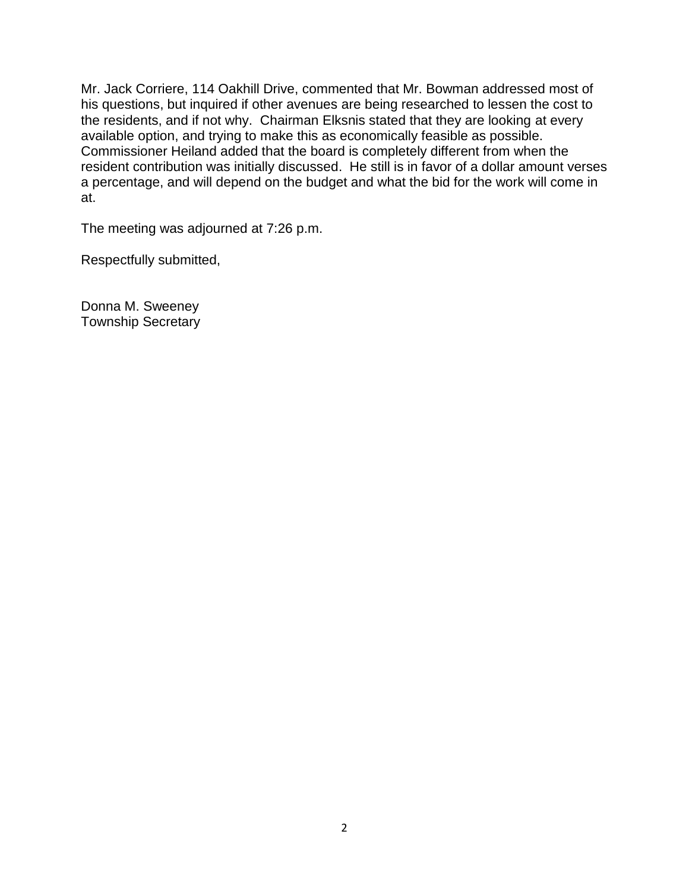Mr. Jack Corriere, 114 Oakhill Drive, commented that Mr. Bowman addressed most of his questions, but inquired if other avenues are being researched to lessen the cost to the residents, and if not why. Chairman Elksnis stated that they are looking at every available option, and trying to make this as economically feasible as possible. Commissioner Heiland added that the board is completely different from when the resident contribution was initially discussed. He still is in favor of a dollar amount verses a percentage, and will depend on the budget and what the bid for the work will come in at.

The meeting was adjourned at 7:26 p.m.

Respectfully submitted,

Donna M. Sweeney
Township Secretary